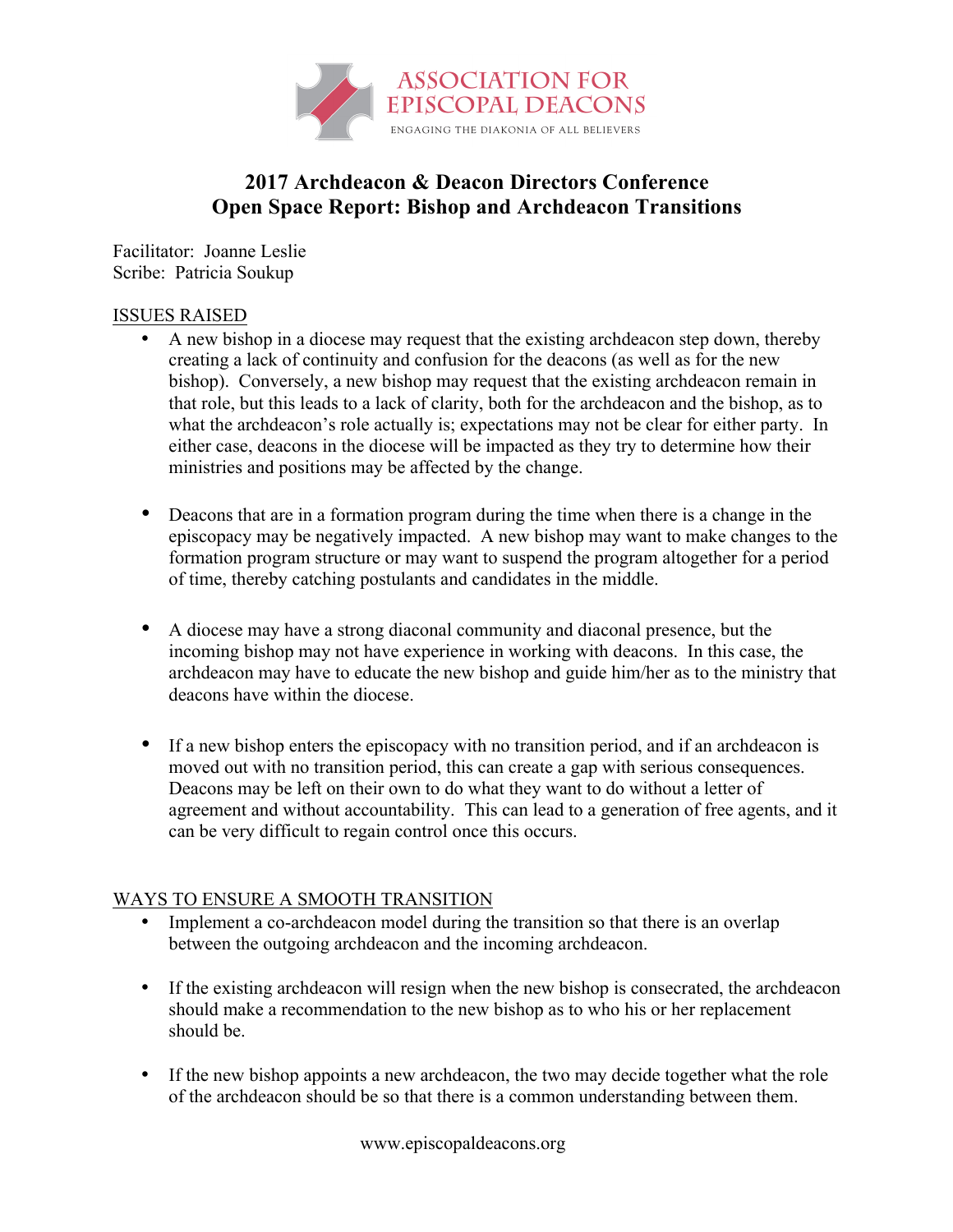ASSOCIATION FOR EPISCOPAL DEACONS

ENGAGING THE DIAKONIA OF ALL BELIEVERS

# 2017 Archdeacon & Deacon Directors Conference
# Open Space Report: Bishop and Archdeacon Transitions

Facilitator: Joanne Leslie
Scribe: Patricia Soukup

## ISSUES RAISED

- A new bishop in a diocese may request that the existing archdeacon step down, thereby creating a lack of continuity and confusion for the deacons (as well as for the new bishop). Conversely, a new bishop may request that the existing archdeacon remain in that role, but this leads to a lack of clarity, both for the archdeacon and the bishop, as to what the archdeacon's role actually is; expectations may not be clear for either party. In either case, deacons in the diocese will be impacted as they try to determine how their ministries and positions may be affected by the change.

- Deacons that are in a formation program during the time when there is a change in the episcopacy may be negatively impacted. A new bishop may want to make changes to the formation program structure or may want to suspend the program altogether for a period of time, thereby catching postulants and candidates in the middle.

- A diocese may have a strong diaconal community and diaconal presence, but the incoming bishop may not have experience in working with deacons. In this case, the archdeacon may have to educate the new bishop and guide him/her as to the ministry that deacons have within the diocese.

- If a new bishop enters the episcopacy with no transition period, and if an archdeacon is moved out with no transition period, this can create a gap with serious consequences. Deacons may be left on their own to do what they want to do without a letter of agreement and without accountability. This can lead to a generation of free agents, and it can be very difficult to regain control once this occurs.

## WAYS TO ENSURE A SMOOTH TRANSITION

- Implement a co-archdeacon model during the transition so that there is an overlap between the outgoing archdeacon and the incoming archdeacon.

- If the existing archdeacon will resign when the new bishop is consecrated, the archdeacon should make a recommendation to the new bishop as to who his or her replacement should be.

- If the new bishop appoints a new archdeacon, the two may decide together what the role of the archdeacon should be so that there is a common understanding between them.

www.episcopaldeacons.org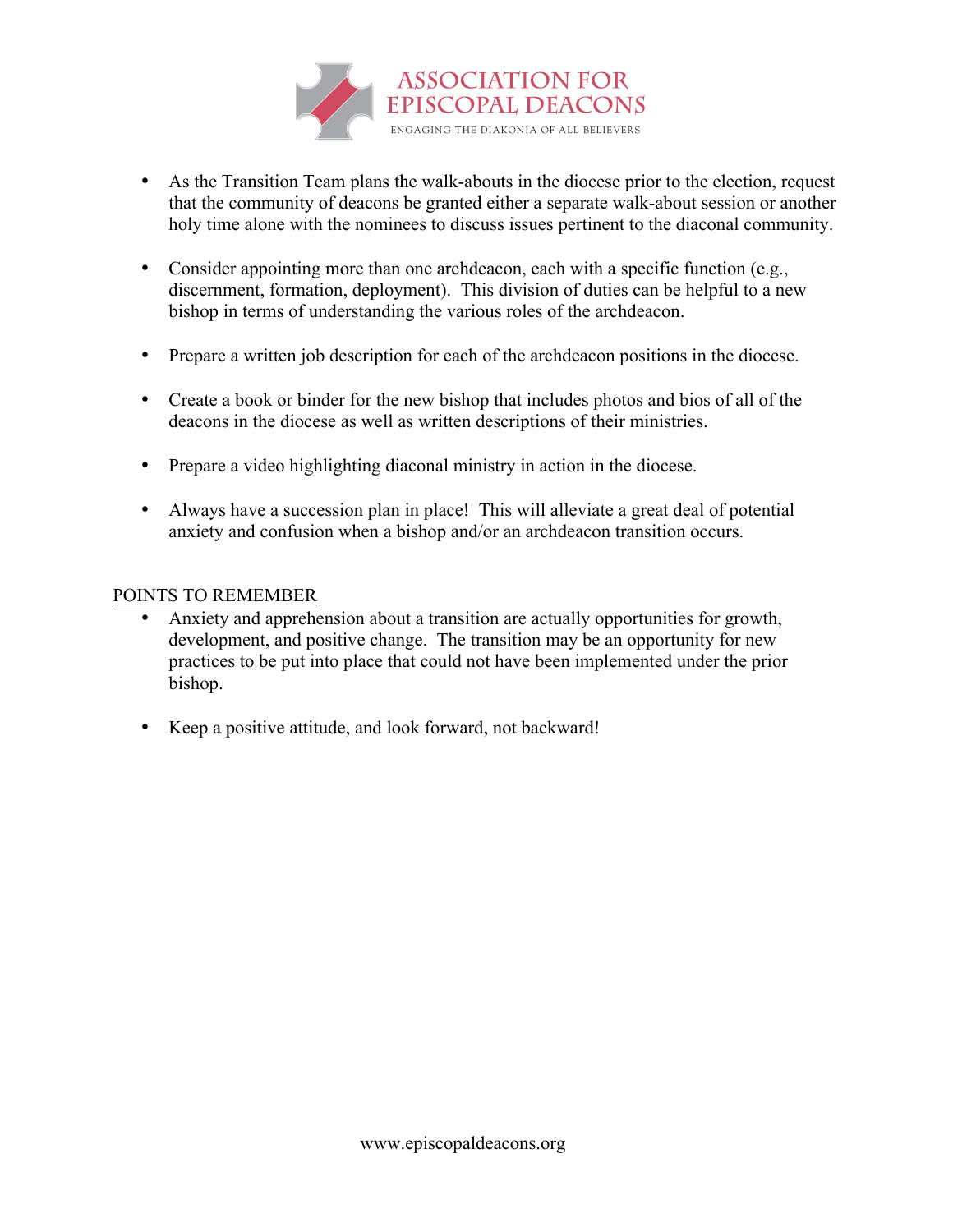- As the Transition Team plans the walk-abouts in the diocese prior to the election, request that the community of deacons be granted either a separate walk-about session or another holy time alone with the nominees to discuss issues pertinent to the diaconal community.

- Consider appointing more than one archdeacon, each with a specific function (e.g., discernment, formation, deployment). This division of duties can be helpful to a new bishop in terms of understanding the various roles of the archdeacon.

- Prepare a written job description for each of the archdeacon positions in the diocese.

- Create a book or binder for the new bishop that includes photos and bios of all of the deacons in the diocese as well as written descriptions of their ministries.

- Prepare a video highlighting diaconal ministry in action in the diocese.

- Always have a succession plan in place! This will alleviate a great deal of potential anxiety and confusion when a bishop and/or an archdeacon transition occurs.

POINTS TO REMEMBER

- Anxiety and apprehension about a transition are actually opportunities for growth, development, and positive change. The transition may be an opportunity for new practices to be put into place that could not have been implemented under the prior bishop.

- Keep a positive attitude, and look forward, not backward!

www.episcopaldeacons.org